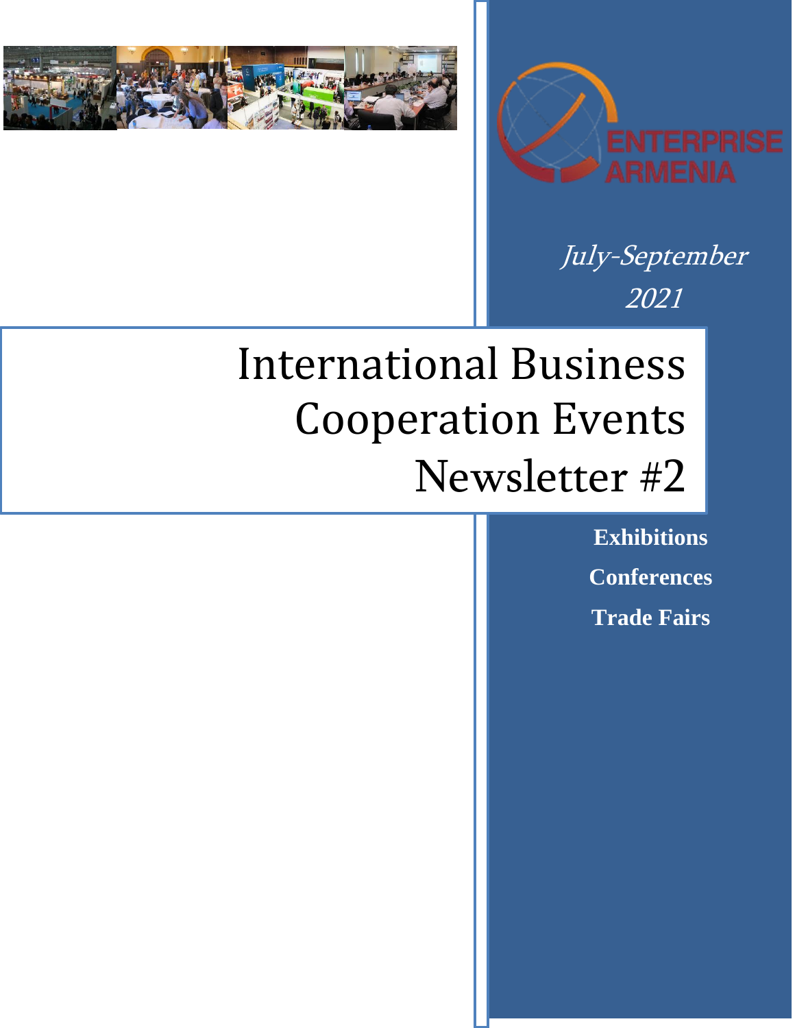ENTERPRISE ARMENIA

*July-September 2021*

# International Business Cooperation Events Newsletter #2

**Exhibitions**

**Conferences**

**Trade Fairs**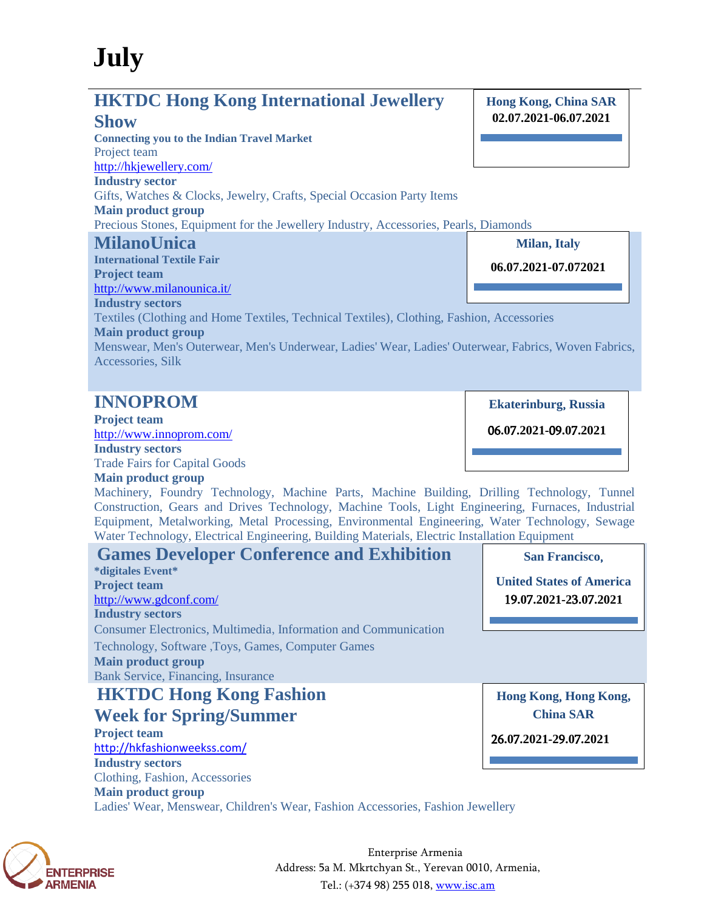# July

## HKTDC Hong Kong International Jewellery Show

**Hong Kong, China SAR**
**02.07.2021-06.07.2021**

**Connecting you to the Indian Travel Market**
Project team
http://hkjewellery.com/
**Industry sector**
Gifts, Watches & Clocks, Jewelry, Crafts, Special Occasion Party Items
**Main product group**
Precious Stones, Equipment for the Jewellery Industry, Accessories, Pearls, Diamonds

## MilanoUnica

**Milan, Italy**
**06.07.2021-07.072021**

**International Textile Fair**
**Project team**
http://www.milanounica.it/
**Industry sectors**
Textiles (Clothing and Home Textiles, Technical Textiles), Clothing, Fashion, Accessories
**Main product group**
Menswear, Men's Outerwear, Men's Underwear, Ladies' Wear, Ladies' Outerwear, Fabrics, Woven Fabrics, Accessories, Silk

## INNOPROM

**Ekaterinburg, Russia**
**06.07.2021-09.07.2021**

**Project team**
http://www.innoprom.com/
**Industry sectors**
Trade Fairs for Capital Goods
**Main product group**
Machinery, Foundry Technology, Machine Parts, Machine Building, Drilling Technology, Tunnel Construction, Gears and Drives Technology, Machine Tools, Light Engineering, Furnaces, Industrial Equipment, Metalworking, Metal Processing, Environmental Engineering, Water Technology, Sewage Water Technology, Electrical Engineering, Building Materials, Electric Installation Equipment

## Games Developer Conference and Exhibition

**San Francisco,**
**United States of America**
**19.07.2021-23.07.2021**

**\*digitales Event\***
**Project team**
http://www.gdconf.com/
**Industry sectors**
Consumer Electronics, Multimedia, Information and Communication Technology, Software ,Toys, Games, Computer Games
**Main product group**
Bank Service, Financing, Insurance

## HKTDC Hong Kong Fashion Week for Spring/Summer

**Hong Kong, Hong Kong, China SAR**
**26.07.2021-29.07.2021**

**Project team**
http://hkfashionweekss.com/
**Industry sectors**
Clothing, Fashion, Accessories
**Main product group**
Ladies' Wear, Menswear, Children's Wear, Fashion Accessories, Fashion Jewellery

Enterprise Armenia
Address: 5a M. Mkrtchyan St., Yerevan 0010, Armenia,
Tel.: (+374 98) 255 018, www.isc.am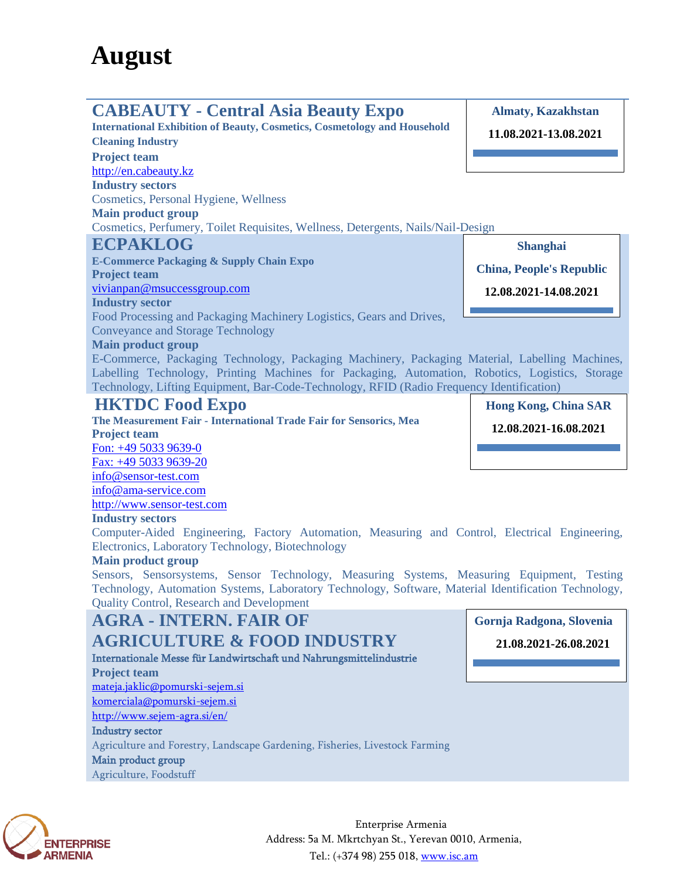# August

## CABEAUTY - Central Asia Beauty Expo

**Almaty, Kazakhstan**

**11.08.2021-13.08.2021**

**International Exhibition of Beauty, Cosmetics, Cosmetology and Household Cleaning Industry**

**Project team**

http://en.cabeauty.kz

**Industry sectors**

Cosmetics, Personal Hygiene, Wellness

**Main product group**

Cosmetics, Perfumery, Toilet Requisites, Wellness, Detergents, Nails/Nail-Design

## ECPAKLOG

**Shanghai**

**China, People's Republic**

**12.08.2021-14.08.2021**

**E-Commerce Packaging & Supply Chain Expo**

**Project team**

vivianpan@msuccessgroup.com

**Industry sector**

Food Processing and Packaging Machinery Logistics, Gears and Drives, Conveyance and Storage Technology

**Main product group**

E-Commerce, Packaging Technology, Packaging Machinery, Packaging Material, Labelling Machines, Labelling Technology, Printing Machines for Packaging, Automation, Robotics, Logistics, Storage Technology, Lifting Equipment, Bar-Code-Technology, RFID (Radio Frequency Identification)

## HKTDC Food Expo

**Hong Kong, China SAR**

**12.08.2021-16.08.2021**

**The Measurement Fair - International Trade Fair for Sensorics, Mea**

**Project team**

Fon: +49 5033 9639-0

Fax: +49 5033 9639-20

info@sensor-test.com

info@ama-service.com

http://www.sensor-test.com

**Industry sectors**

Computer-Aided Engineering, Factory Automation, Measuring and Control, Electrical Engineering, Electronics, Laboratory Technology, Biotechnology

**Main product group**

Sensors, Sensorsystems, Sensor Technology, Measuring Systems, Measuring Equipment, Testing Technology, Automation Systems, Laboratory Technology, Software, Material Identification Technology, Quality Control, Research and Development

## AGRA - INTERN. FAIR OF AGRICULTURE & FOOD INDUSTRY

**Gornja Radgona, Slovenia**

**21.08.2021-26.08.2021**

**Internationale Messe für Landwirtschaft und Nahrungsmittelindustrie**

**Project team**

mateja.jaklic@pomurski-sejem.si

komerciala@pomurski-sejem.si

http://www.sejem-agra.si/en/

**Industry sector**

Agriculture and Forestry, Landscape Gardening, Fisheries, Livestock Farming

**Main product group**

Agriculture, Foodstuff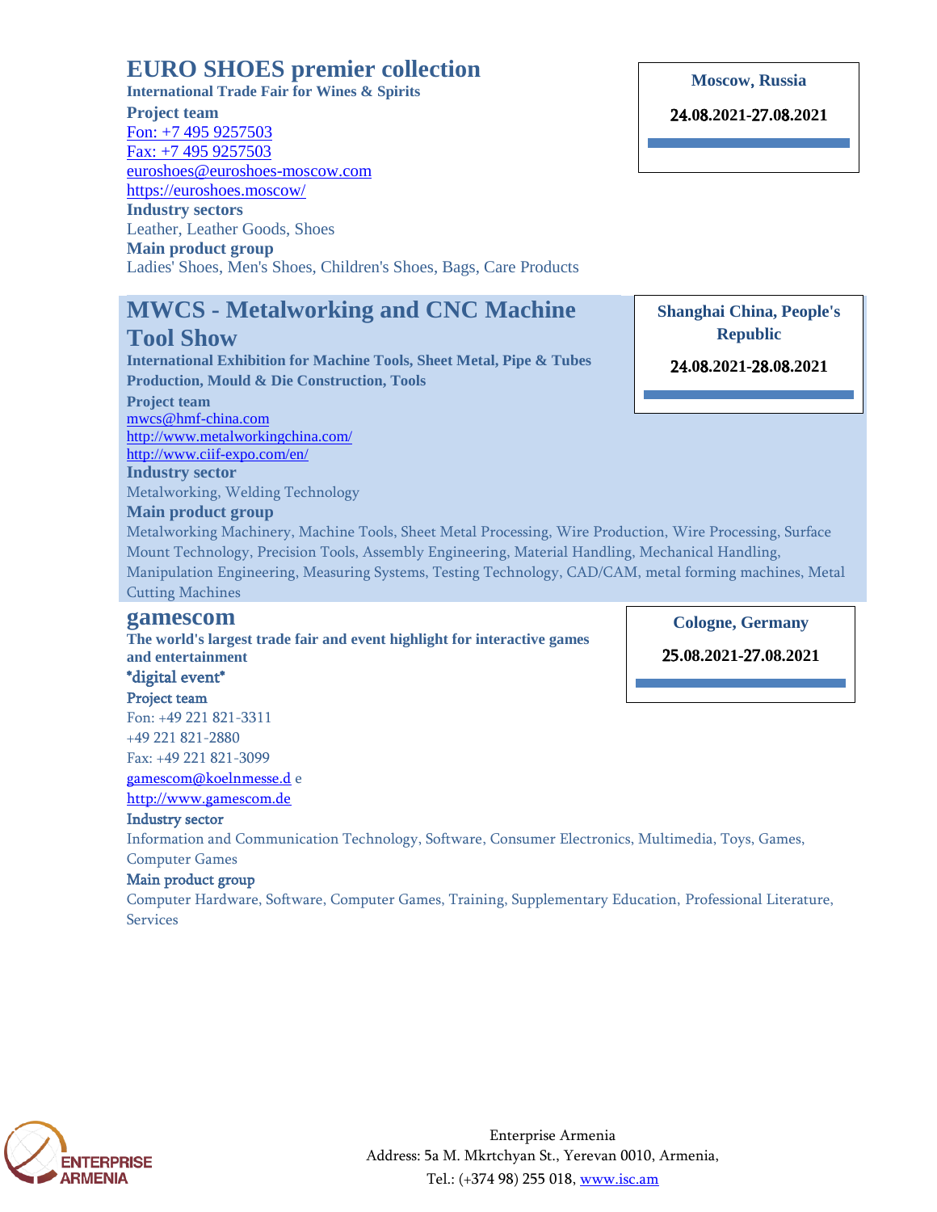## EURO SHOES premier collection

**International Trade Fair for Wines & Spirits**

**Moscow, Russia**

**24.08.2021-27.08.2021**

**Project team**

Fon: +7 495 9257503

Fax: +7 495 9257503

euroshoes@euroshoes-moscow.com

https://euroshoes.moscow/

**Industry sectors**

Leather, Leather Goods, Shoes

**Main product group**

Ladies' Shoes, Men's Shoes, Children's Shoes, Bags, Care Products

## MWCS - Metalworking and CNC Machine Tool Show

**International Exhibition for Machine Tools, Sheet Metal, Pipe & Tubes Production, Mould & Die Construction, Tools**

**Shanghai China, People's Republic**

**24.08.2021-28.08.2021**

**Project team**

mwcs@hmf-china.com

http://www.metalworkingchina.com/

http://www.ciif-expo.com/en/

**Industry sector**

Metalworking, Welding Technology

**Main product group**

Metalworking Machinery, Machine Tools, Sheet Metal Processing, Wire Production, Wire Processing, Surface Mount Technology, Precision Tools, Assembly Engineering, Material Handling, Mechanical Handling, Manipulation Engineering, Measuring Systems, Testing Technology, CAD/CAM, metal forming machines, Metal Cutting Machines

## gamescom

**The world's largest trade fair and event highlight for interactive games and entertainment**

**Cologne, Germany**

**25.08.2021-27.08.2021**

**\*digital event\***

**Project team**

Fon: +49 221 821-3311

+49 221 821-2880

Fax: +49 221 821-3099

gamescom@koelnmesse.d e

http://www.gamescom.de

**Industry sector**

Information and Communication Technology, Software, Consumer Electronics, Multimedia, Toys, Games, Computer Games

**Main product group**

Computer Hardware, Software, Computer Games, Training, Supplementary Education, Professional Literature, Services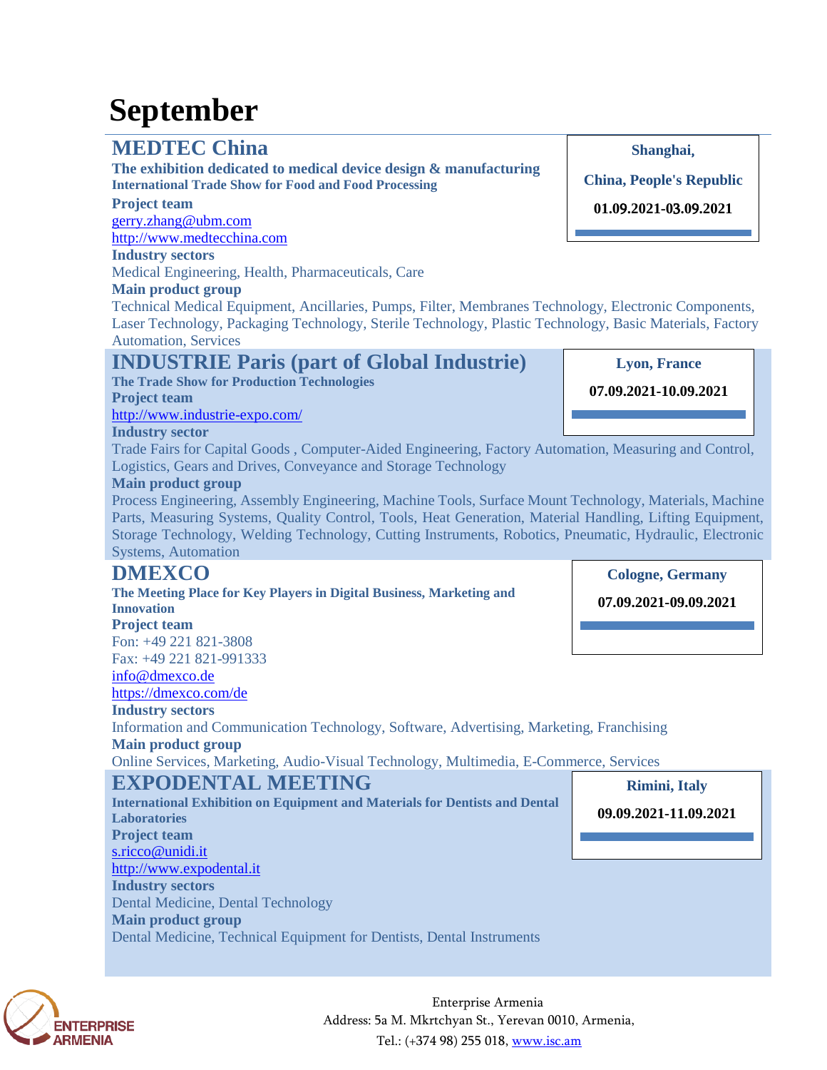# September

## MEDTEC China

**The exhibition dedicated to medical device design & manufacturing**
**International Trade Show for Food and Food Processing**

**Shanghai, China, People's Republic**
**01.09.2021-03.09.2021**

**Project team**
gerry.zhang@ubm.com
http://www.medtecchina.com

**Industry sectors**
Medical Engineering, Health, Pharmaceuticals, Care

**Main product group**
Technical Medical Equipment, Ancillaries, Pumps, Filter, Membranes Technology, Electronic Components, Laser Technology, Packaging Technology, Sterile Technology, Plastic Technology, Basic Materials, Factory Automation, Services

## INDUSTRIE Paris (part of Global Industrie)

**The Trade Show for Production Technologies**

**Lyon, France**
**07.09.2021-10.09.2021**

**Project team**
http://www.industrie-expo.com/

**Industry sector**
Trade Fairs for Capital Goods , Computer-Aided Engineering, Factory Automation, Measuring and Control, Logistics, Gears and Drives, Conveyance and Storage Technology

**Main product group**
Process Engineering, Assembly Engineering, Machine Tools, Surface Mount Technology, Materials, Machine Parts, Measuring Systems, Quality Control, Tools, Heat Generation, Material Handling, Lifting Equipment, Storage Technology, Welding Technology, Cutting Instruments, Robotics, Pneumatic, Hydraulic, Electronic Systems, Automation

## DMEXCO

**The Meeting Place for Key Players in Digital Business, Marketing and Innovation**

**Cologne, Germany**
**07.09.2021-09.09.2021**

**Project team**
Fon: +49 221 821-3808
Fax: +49 221 821-991333
info@dmexco.de
https://dmexco.com/de

**Industry sectors**
Information and Communication Technology, Software, Advertising, Marketing, Franchising

**Main product group**
Online Services, Marketing, Audio-Visual Technology, Multimedia, E-Commerce, Services

## EXPODENTAL MEETING

**International Exhibition on Equipment and Materials for Dentists and Dental Laboratories**

**Rimini, Italy**
**09.09.2021-11.09.2021**

**Project team**
s.ricco@unidi.it
http://www.expodental.it

**Industry sectors**
Dental Medicine, Dental Technology

**Main product group**
Dental Medicine, Technical Equipment for Dentists, Dental Instruments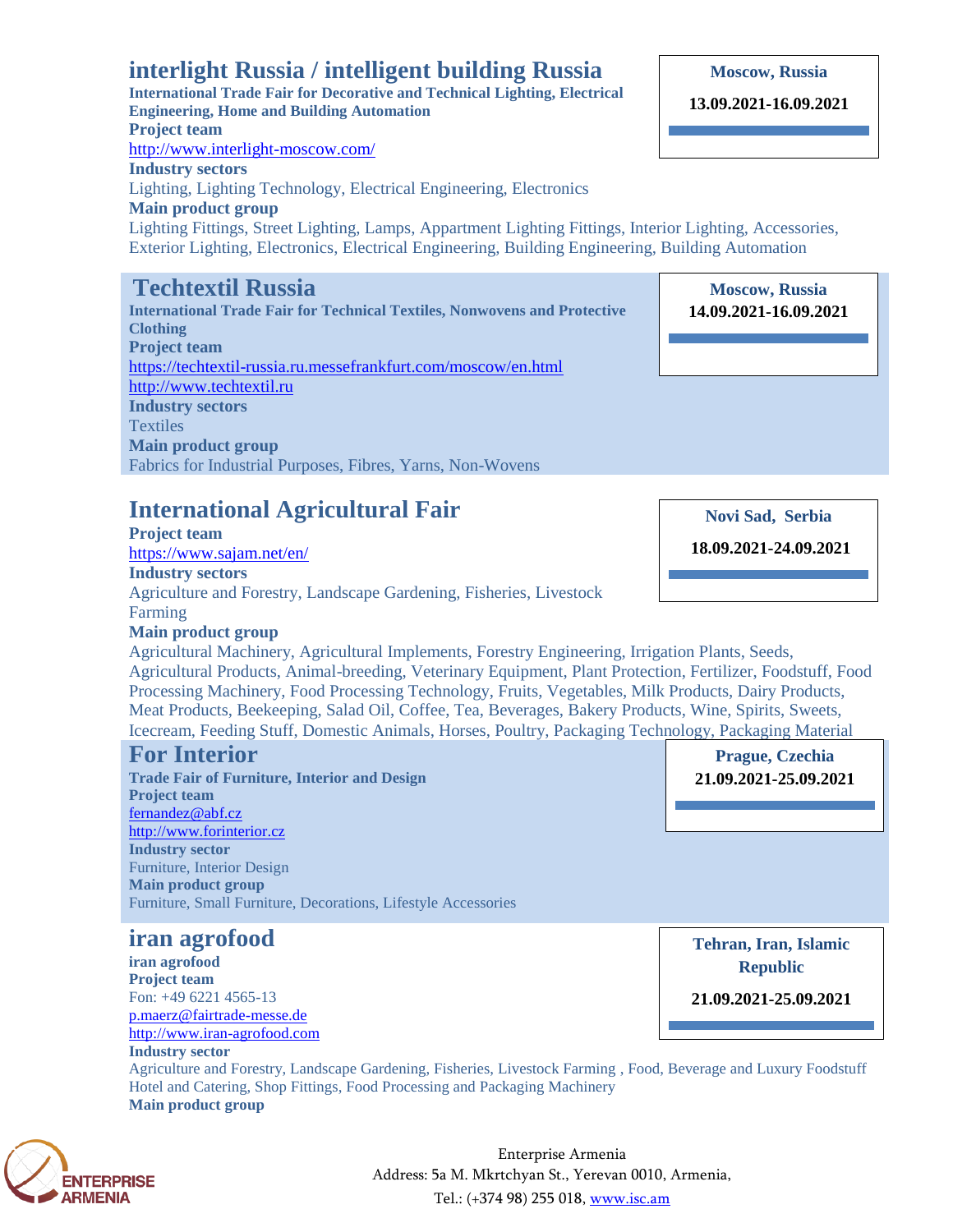## interlight Russia / intelligent building Russia

**Moscow, Russia**

**13.09.2021-16.09.2021**

**International Trade Fair for Decorative and Technical Lighting, Electrical Engineering, Home and Building Automation**

**Project team**

http://www.interlight-moscow.com/

**Industry sectors**

Lighting, Lighting Technology, Electrical Engineering, Electronics

**Main product group**

Lighting Fittings, Street Lighting, Lamps, Appartment Lighting Fittings, Interior Lighting, Accessories, Exterior Lighting, Electronics, Electrical Engineering, Building Engineering, Building Automation

## Techtextil Russia

**Moscow, Russia**

**14.09.2021-16.09.2021**

**International Trade Fair for Technical Textiles, Nonwovens and Protective Clothing**

**Project team**

https://techtextil-russia.ru.messefrankfurt.com/moscow/en.html

http://www.techtextil.ru

**Industry sectors**

Textiles

**Main product group**

Fabrics for Industrial Purposes, Fibres, Yarns, Non-Wovens

## International Agricultural Fair

**Novi Sad, Serbia**

**18.09.2021-24.09.2021**

**Project team**

https://www.sajam.net/en/

**Industry sectors**

Agriculture and Forestry, Landscape Gardening, Fisheries, Livestock Farming

**Main product group**

Agricultural Machinery, Agricultural Implements, Forestry Engineering, Irrigation Plants, Seeds, Agricultural Products, Animal-breeding, Veterinary Equipment, Plant Protection, Fertilizer, Foodstuff, Food Processing Machinery, Food Processing Technology, Fruits, Vegetables, Milk Products, Dairy Products, Meat Products, Beekeeping, Salad Oil, Coffee, Tea, Beverages, Bakery Products, Wine, Spirits, Sweets, Icecream, Feeding Stuff, Domestic Animals, Horses, Poultry, Packaging Technology, Packaging Material

## For Interior

**Prague, Czechia**

**21.09.2021-25.09.2021**

**Trade Fair of Furniture, Interior and Design**

**Project team**

fernandez@abf.cz

http://www.forinterior.cz

**Industry sector**

Furniture, Interior Design

**Main product group**

Furniture, Small Furniture, Decorations, Lifestyle Accessories

## iran agrofood

**Tehran, Iran, Islamic Republic**

**21.09.2021-25.09.2021**

**iran agrofood**

**Project team**

Fon: +49 6221 4565-13

p.maerz@fairtrade-messe.de

http://www.iran-agrofood.com

**Industry sector**

Agriculture and Forestry, Landscape Gardening, Fisheries, Livestock Farming , Food, Beverage and Luxury Foodstuff Hotel and Catering, Shop Fittings, Food Processing and Packaging Machinery

**Main product group**

Enterprise Armenia
Address: 5a M. Mkrtchyan St., Yerevan 0010, Armenia,
Tel.: (+374 98) 255 018, www.isc.am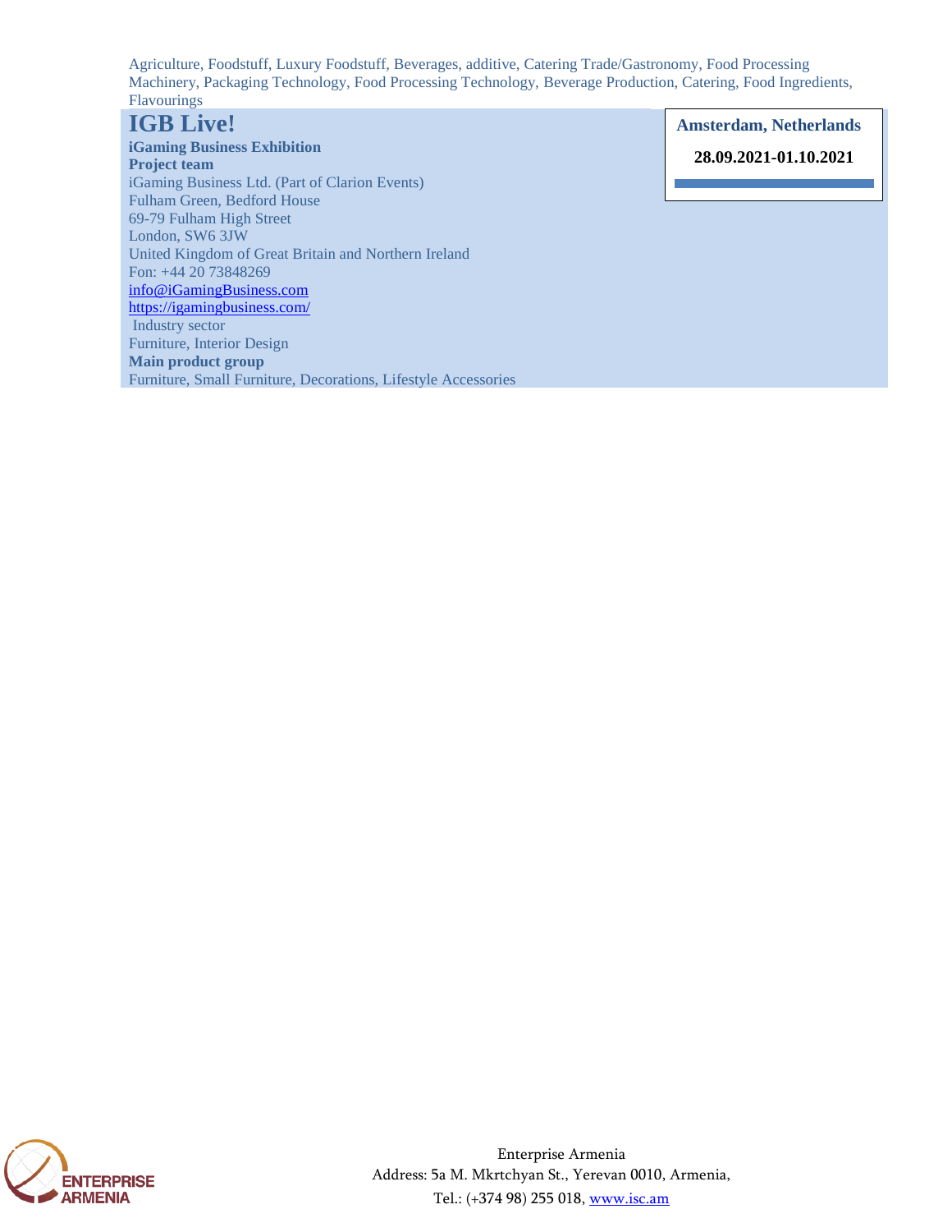Agriculture, Foodstuff, Luxury Foodstuff, Beverages, additive, Catering Trade/Gastronomy, Food Processing Machinery, Packaging Technology, Food Processing Technology, Beverage Production, Catering, Food Ingredients, Flavourings

## IGB Live!

**Amsterdam, Netherlands**

**28.09.2021-01.10.2021**

**iGaming Business Exhibition**
**Project team**
iGaming Business Ltd. (Part of Clarion Events)
Fulham Green, Bedford House
69-79 Fulham High Street
London, SW6 3JW
United Kingdom of Great Britain and Northern Ireland
Fon: +44 20 73848269
info@iGamingBusiness.com
https://igamingbusiness.com/
Industry sector
Furniture, Interior Design
**Main product group**
Furniture, Small Furniture, Decorations, Lifestyle Accessories